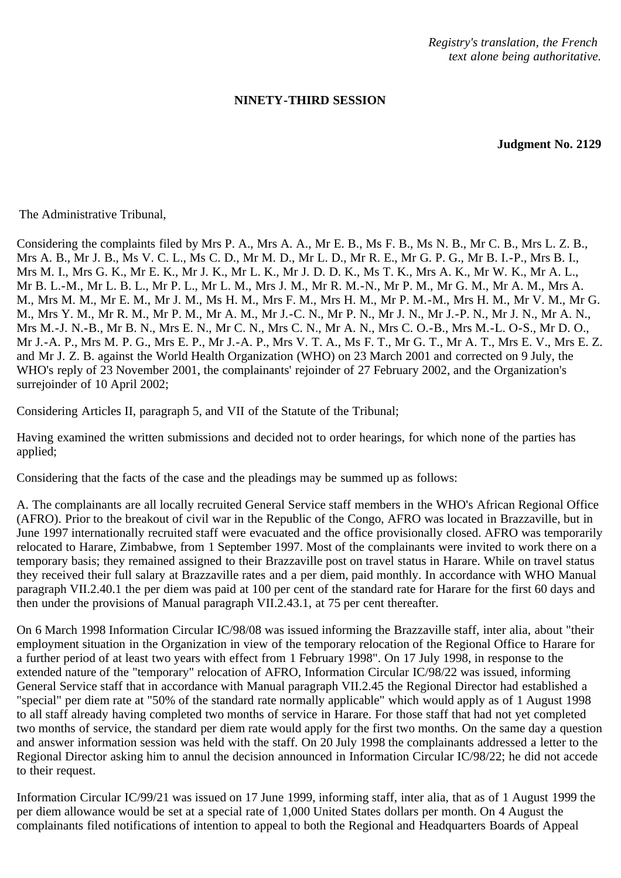*Registry's translation, the French text alone being authoritative.*

**NINETY-THIRD SESSION**

**Judgment No. 2129**

The Administrative Tribunal,

Considering the complaints filed by Mrs P. A., Mrs A. A., Mr E. B., Ms F. B., Ms N. B., Mr C. B., Mrs L. Z. B., Mrs A. B., Mr J. B., Ms V. C. L., Ms C. D., Mr M. D., Mr L. D., Mr R. E., Mr G. P. G., Mr B. I.-P., Mrs B. I., Mrs M. I., Mrs G. K., Mr E. K., Mr J. K., Mr L. K., Mr J. D. D. K., Ms T. K., Mrs A. K., Mr W. K., Mr A. L., Mr B. L.-M., Mr L. B. L., Mr P. L., Mr L. M., Mrs J. M., Mr R. M.-N., Mr P. M., Mr G. M., Mr A. M., Mrs A. M., Mrs M. M., Mr E. M., Mr J. M., Ms H. M., Mrs F. M., Mrs H. M., Mr P. M.-M., Mrs H. M., Mr V. M., Mr G. M., Mrs Y. M., Mr R. M., Mr P. M., Mr A. M., Mr J.-C. N., Mr P. N., Mr J. N., Mr J.-P. N., Mr J. N., Mr A. N., Mrs M.-J. N.-B., Mr B. N., Mrs E. N., Mr C. N., Mrs C. N., Mr A. N., Mrs C. O.-B., Mrs M.-L. O-S., Mr D. O., Mr J.-A. P., Mrs M. P. G., Mrs E. P., Mr J.-A. P., Mrs V. T. A., Ms F. T., Mr G. T., Mr A. T., Mrs E. V., Mrs E. Z. and Mr J. Z. B. against the World Health Organization (WHO) on 23 March 2001 and corrected on 9 July, the WHO's reply of 23 November 2001, the complainants' rejoinder of 27 February 2002, and the Organization's surrejoinder of 10 April 2002;

Considering Articles II, paragraph 5, and VII of the Statute of the Tribunal;

Having examined the written submissions and decided not to order hearings, for which none of the parties has applied;

Considering that the facts of the case and the pleadings may be summed up as follows:

A. The complainants are all locally recruited General Service staff members in the WHO's African Regional Office (AFRO). Prior to the breakout of civil war in the Republic of the Congo, AFRO was located in Brazzaville, but in June 1997 internationally recruited staff were evacuated and the office provisionally closed. AFRO was temporarily relocated to Harare, Zimbabwe, from 1 September 1997. Most of the complainants were invited to work there on a temporary basis; they remained assigned to their Brazzaville post on travel status in Harare. While on travel status they received their full salary at Brazzaville rates and a per diem, paid monthly. In accordance with WHO Manual paragraph VII.2.40.1 the per diem was paid at 100 per cent of the standard rate for Harare for the first 60 days and then under the provisions of Manual paragraph VII.2.43.1, at 75 per cent thereafter.

On 6 March 1998 Information Circular IC/98/08 was issued informing the Brazzaville staff, inter alia, about "their employment situation in the Organization in view of the temporary relocation of the Regional Office to Harare for a further period of at least two years with effect from 1 February 1998". On 17 July 1998, in response to the extended nature of the "temporary" relocation of AFRO, Information Circular IC/98/22 was issued, informing General Service staff that in accordance with Manual paragraph VII.2.45 the Regional Director had established a "special" per diem rate at "50% of the standard rate normally applicable" which would apply as of 1 August 1998 to all staff already having completed two months of service in Harare. For those staff that had not yet completed two months of service, the standard per diem rate would apply for the first two months. On the same day a question and answer information session was held with the staff. On 20 July 1998 the complainants addressed a letter to the Regional Director asking him to annul the decision announced in Information Circular IC/98/22; he did not accede to their request.

Information Circular IC/99/21 was issued on 17 June 1999, informing staff, inter alia, that as of 1 August 1999 the per diem allowance would be set at a special rate of 1,000 United States dollars per month. On 4 August the complainants filed notifications of intention to appeal to both the Regional and Headquarters Boards of Appeal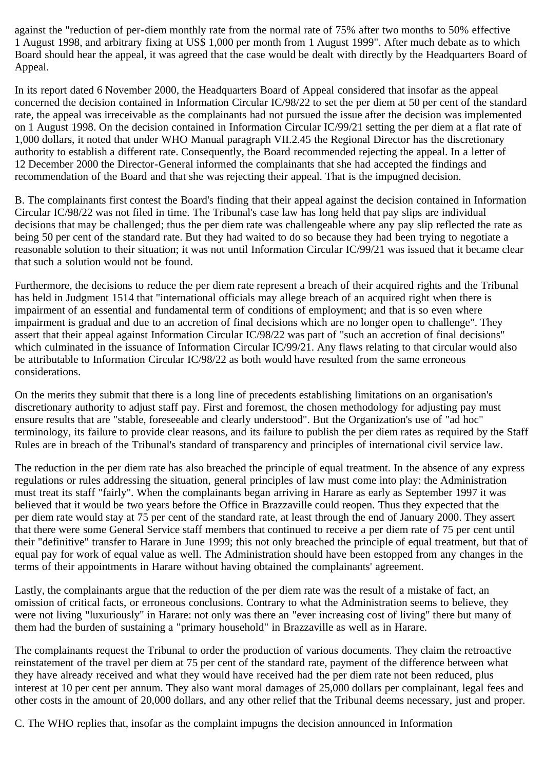against the "reduction of per-diem monthly rate from the normal rate of 75% after two months to 50% effective 1 August 1998, and arbitrary fixing at US$ 1,000 per month from 1 August 1999". After much debate as to which Board should hear the appeal, it was agreed that the case would be dealt with directly by the Headquarters Board of Appeal.

In its report dated 6 November 2000, the Headquarters Board of Appeal considered that insofar as the appeal concerned the decision contained in Information Circular IC/98/22 to set the per diem at 50 per cent of the standard rate, the appeal was irreceivable as the complainants had not pursued the issue after the decision was implemented on 1 August 1998. On the decision contained in Information Circular IC/99/21 setting the per diem at a flat rate of 1,000 dollars, it noted that under WHO Manual paragraph VII.2.45 the Regional Director has the discretionary authority to establish a different rate. Consequently, the Board recommended rejecting the appeal. In a letter of 12 December 2000 the Director-General informed the complainants that she had accepted the findings and recommendation of the Board and that she was rejecting their appeal. That is the impugned decision.

B. The complainants first contest the Board's finding that their appeal against the decision contained in Information Circular IC/98/22 was not filed in time. The Tribunal's case law has long held that pay slips are individual decisions that may be challenged; thus the per diem rate was challengeable where any pay slip reflected the rate as being 50 per cent of the standard rate. But they had waited to do so because they had been trying to negotiate a reasonable solution to their situation; it was not until Information Circular IC/99/21 was issued that it became clear that such a solution would not be found.

Furthermore, the decisions to reduce the per diem rate represent a breach of their acquired rights and the Tribunal has held in Judgment 1514 that "international officials may allege breach of an acquired right when there is impairment of an essential and fundamental term of conditions of employment; and that is so even where impairment is gradual and due to an accretion of final decisions which are no longer open to challenge". They assert that their appeal against Information Circular IC/98/22 was part of "such an accretion of final decisions" which culminated in the issuance of Information Circular IC/99/21. Any flaws relating to that circular would also be attributable to Information Circular IC/98/22 as both would have resulted from the same erroneous considerations.

On the merits they submit that there is a long line of precedents establishing limitations on an organisation's discretionary authority to adjust staff pay. First and foremost, the chosen methodology for adjusting pay must ensure results that are "stable, foreseeable and clearly understood". But the Organization's use of "ad hoc" terminology, its failure to provide clear reasons, and its failure to publish the per diem rates as required by the Staff Rules are in breach of the Tribunal's standard of transparency and principles of international civil service law.

The reduction in the per diem rate has also breached the principle of equal treatment. In the absence of any express regulations or rules addressing the situation, general principles of law must come into play: the Administration must treat its staff "fairly". When the complainants began arriving in Harare as early as September 1997 it was believed that it would be two years before the Office in Brazzaville could reopen. Thus they expected that the per diem rate would stay at 75 per cent of the standard rate, at least through the end of January 2000. They assert that there were some General Service staff members that continued to receive a per diem rate of 75 per cent until their "definitive" transfer to Harare in June 1999; this not only breached the principle of equal treatment, but that of equal pay for work of equal value as well. The Administration should have been estopped from any changes in the terms of their appointments in Harare without having obtained the complainants' agreement.

Lastly, the complainants argue that the reduction of the per diem rate was the result of a mistake of fact, an omission of critical facts, or erroneous conclusions. Contrary to what the Administration seems to believe, they were not living "luxuriously" in Harare: not only was there an "ever increasing cost of living" there but many of them had the burden of sustaining a "primary household" in Brazzaville as well as in Harare.

The complainants request the Tribunal to order the production of various documents. They claim the retroactive reinstatement of the travel per diem at 75 per cent of the standard rate, payment of the difference between what they have already received and what they would have received had the per diem rate not been reduced, plus interest at 10 per cent per annum. They also want moral damages of 25,000 dollars per complainant, legal fees and other costs in the amount of 20,000 dollars, and any other relief that the Tribunal deems necessary, just and proper.

C. The WHO replies that, insofar as the complaint impugns the decision announced in Information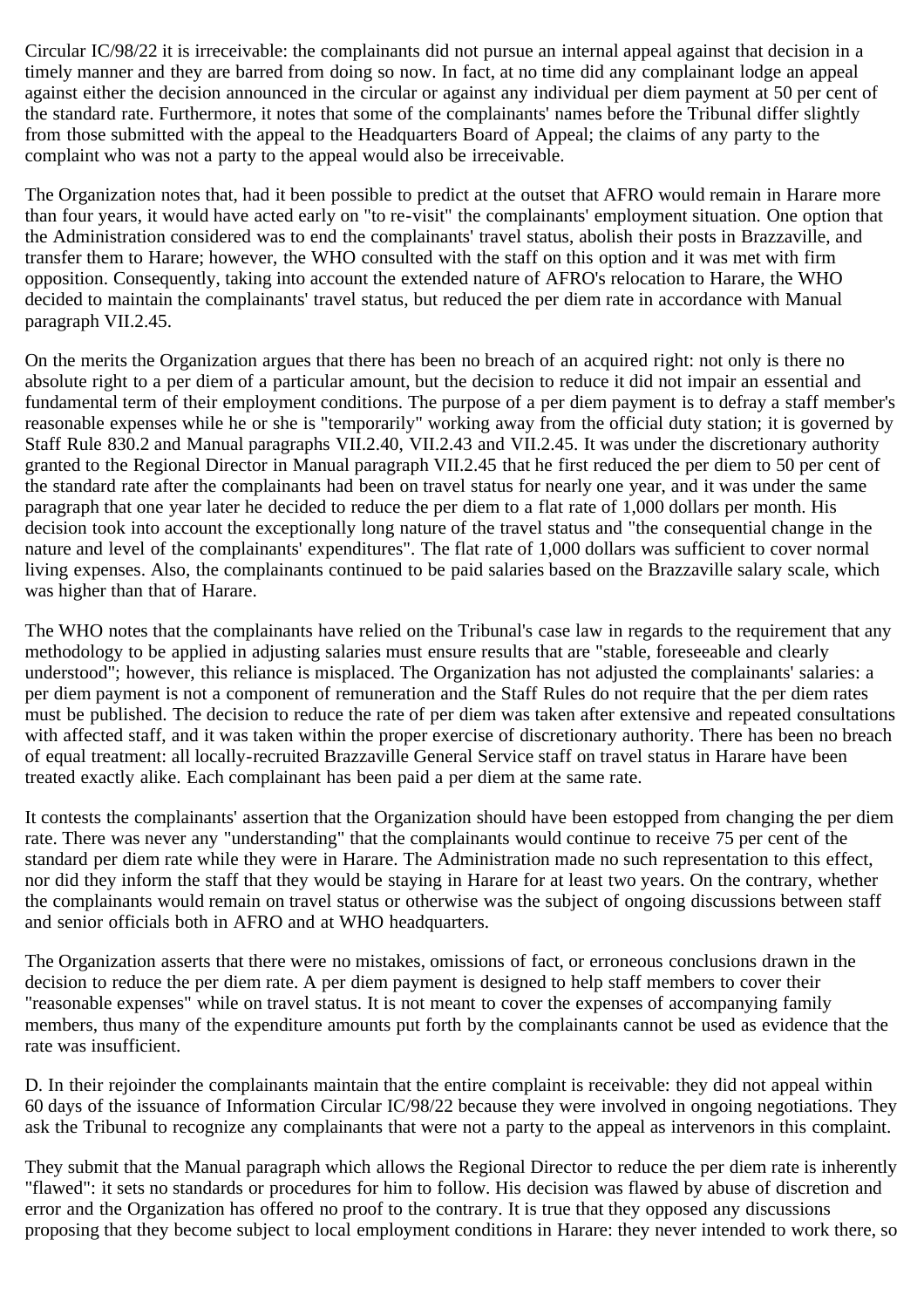Circular IC/98/22 it is irreceivable: the complainants did not pursue an internal appeal against that decision in a timely manner and they are barred from doing so now. In fact, at no time did any complainant lodge an appeal against either the decision announced in the circular or against any individual per diem payment at 50 per cent of the standard rate. Furthermore, it notes that some of the complainants' names before the Tribunal differ slightly from those submitted with the appeal to the Headquarters Board of Appeal; the claims of any party to the complaint who was not a party to the appeal would also be irreceivable.

The Organization notes that, had it been possible to predict at the outset that AFRO would remain in Harare more than four years, it would have acted early on "to re-visit" the complainants' employment situation. One option that the Administration considered was to end the complainants' travel status, abolish their posts in Brazzaville, and transfer them to Harare; however, the WHO consulted with the staff on this option and it was met with firm opposition. Consequently, taking into account the extended nature of AFRO's relocation to Harare, the WHO decided to maintain the complainants' travel status, but reduced the per diem rate in accordance with Manual paragraph VII.2.45.

On the merits the Organization argues that there has been no breach of an acquired right: not only is there no absolute right to a per diem of a particular amount, but the decision to reduce it did not impair an essential and fundamental term of their employment conditions. The purpose of a per diem payment is to defray a staff member's reasonable expenses while he or she is "temporarily" working away from the official duty station; it is governed by Staff Rule 830.2 and Manual paragraphs VII.2.40, VII.2.43 and VII.2.45. It was under the discretionary authority granted to the Regional Director in Manual paragraph VII.2.45 that he first reduced the per diem to 50 per cent of the standard rate after the complainants had been on travel status for nearly one year, and it was under the same paragraph that one year later he decided to reduce the per diem to a flat rate of 1,000 dollars per month. His decision took into account the exceptionally long nature of the travel status and "the consequential change in the nature and level of the complainants' expenditures". The flat rate of 1,000 dollars was sufficient to cover normal living expenses. Also, the complainants continued to be paid salaries based on the Brazzaville salary scale, which was higher than that of Harare.

The WHO notes that the complainants have relied on the Tribunal's case law in regards to the requirement that any methodology to be applied in adjusting salaries must ensure results that are "stable, foreseeable and clearly understood"; however, this reliance is misplaced. The Organization has not adjusted the complainants' salaries: a per diem payment is not a component of remuneration and the Staff Rules do not require that the per diem rates must be published. The decision to reduce the rate of per diem was taken after extensive and repeated consultations with affected staff, and it was taken within the proper exercise of discretionary authority. There has been no breach of equal treatment: all locally-recruited Brazzaville General Service staff on travel status in Harare have been treated exactly alike. Each complainant has been paid a per diem at the same rate.

It contests the complainants' assertion that the Organization should have been estopped from changing the per diem rate. There was never any "understanding" that the complainants would continue to receive 75 per cent of the standard per diem rate while they were in Harare. The Administration made no such representation to this effect, nor did they inform the staff that they would be staying in Harare for at least two years. On the contrary, whether the complainants would remain on travel status or otherwise was the subject of ongoing discussions between staff and senior officials both in AFRO and at WHO headquarters.

The Organization asserts that there were no mistakes, omissions of fact, or erroneous conclusions drawn in the decision to reduce the per diem rate. A per diem payment is designed to help staff members to cover their "reasonable expenses" while on travel status. It is not meant to cover the expenses of accompanying family members, thus many of the expenditure amounts put forth by the complainants cannot be used as evidence that the rate was insufficient.

D. In their rejoinder the complainants maintain that the entire complaint is receivable: they did not appeal within 60 days of the issuance of Information Circular IC/98/22 because they were involved in ongoing negotiations. They ask the Tribunal to recognize any complainants that were not a party to the appeal as intervenors in this complaint.

They submit that the Manual paragraph which allows the Regional Director to reduce the per diem rate is inherently "flawed": it sets no standards or procedures for him to follow. His decision was flawed by abuse of discretion and error and the Organization has offered no proof to the contrary. It is true that they opposed any discussions proposing that they become subject to local employment conditions in Harare: they never intended to work there, so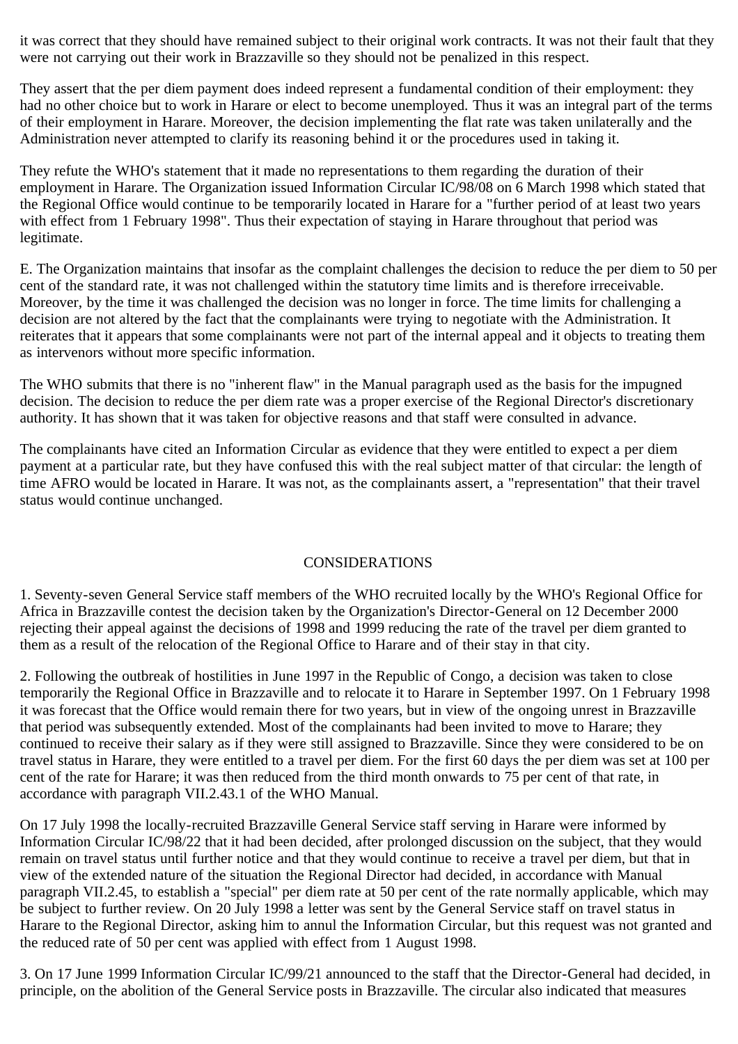it was correct that they should have remained subject to their original work contracts. It was not their fault that they were not carrying out their work in Brazzaville so they should not be penalized in this respect.

They assert that the per diem payment does indeed represent a fundamental condition of their employment: they had no other choice but to work in Harare or elect to become unemployed. Thus it was an integral part of the terms of their employment in Harare. Moreover, the decision implementing the flat rate was taken unilaterally and the Administration never attempted to clarify its reasoning behind it or the procedures used in taking it.

They refute the WHO's statement that it made no representations to them regarding the duration of their employment in Harare. The Organization issued Information Circular IC/98/08 on 6 March 1998 which stated that the Regional Office would continue to be temporarily located in Harare for a "further period of at least two years with effect from 1 February 1998". Thus their expectation of staying in Harare throughout that period was legitimate.

E. The Organization maintains that insofar as the complaint challenges the decision to reduce the per diem to 50 per cent of the standard rate, it was not challenged within the statutory time limits and is therefore irreceivable. Moreover, by the time it was challenged the decision was no longer in force. The time limits for challenging a decision are not altered by the fact that the complainants were trying to negotiate with the Administration. It reiterates that it appears that some complainants were not part of the internal appeal and it objects to treating them as intervenors without more specific information.

The WHO submits that there is no "inherent flaw" in the Manual paragraph used as the basis for the impugned decision. The decision to reduce the per diem rate was a proper exercise of the Regional Director's discretionary authority. It has shown that it was taken for objective reasons and that staff were consulted in advance.

The complainants have cited an Information Circular as evidence that they were entitled to expect a per diem payment at a particular rate, but they have confused this with the real subject matter of that circular: the length of time AFRO would be located in Harare. It was not, as the complainants assert, a "representation" that their travel status would continue unchanged.

## CONSIDERATIONS

1. Seventy-seven General Service staff members of the WHO recruited locally by the WHO's Regional Office for Africa in Brazzaville contest the decision taken by the Organization's Director-General on 12 December 2000 rejecting their appeal against the decisions of 1998 and 1999 reducing the rate of the travel per diem granted to them as a result of the relocation of the Regional Office to Harare and of their stay in that city.

2. Following the outbreak of hostilities in June 1997 in the Republic of Congo, a decision was taken to close temporarily the Regional Office in Brazzaville and to relocate it to Harare in September 1997. On 1 February 1998 it was forecast that the Office would remain there for two years, but in view of the ongoing unrest in Brazzaville that period was subsequently extended. Most of the complainants had been invited to move to Harare; they continued to receive their salary as if they were still assigned to Brazzaville. Since they were considered to be on travel status in Harare, they were entitled to a travel per diem. For the first 60 days the per diem was set at 100 per cent of the rate for Harare; it was then reduced from the third month onwards to 75 per cent of that rate, in accordance with paragraph VII.2.43.1 of the WHO Manual.

On 17 July 1998 the locally-recruited Brazzaville General Service staff serving in Harare were informed by Information Circular IC/98/22 that it had been decided, after prolonged discussion on the subject, that they would remain on travel status until further notice and that they would continue to receive a travel per diem, but that in view of the extended nature of the situation the Regional Director had decided, in accordance with Manual paragraph VII.2.45, to establish a "special" per diem rate at 50 per cent of the rate normally applicable, which may be subject to further review. On 20 July 1998 a letter was sent by the General Service staff on travel status in Harare to the Regional Director, asking him to annul the Information Circular, but this request was not granted and the reduced rate of 50 per cent was applied with effect from 1 August 1998.

3. On 17 June 1999 Information Circular IC/99/21 announced to the staff that the Director-General had decided, in principle, on the abolition of the General Service posts in Brazzaville. The circular also indicated that measures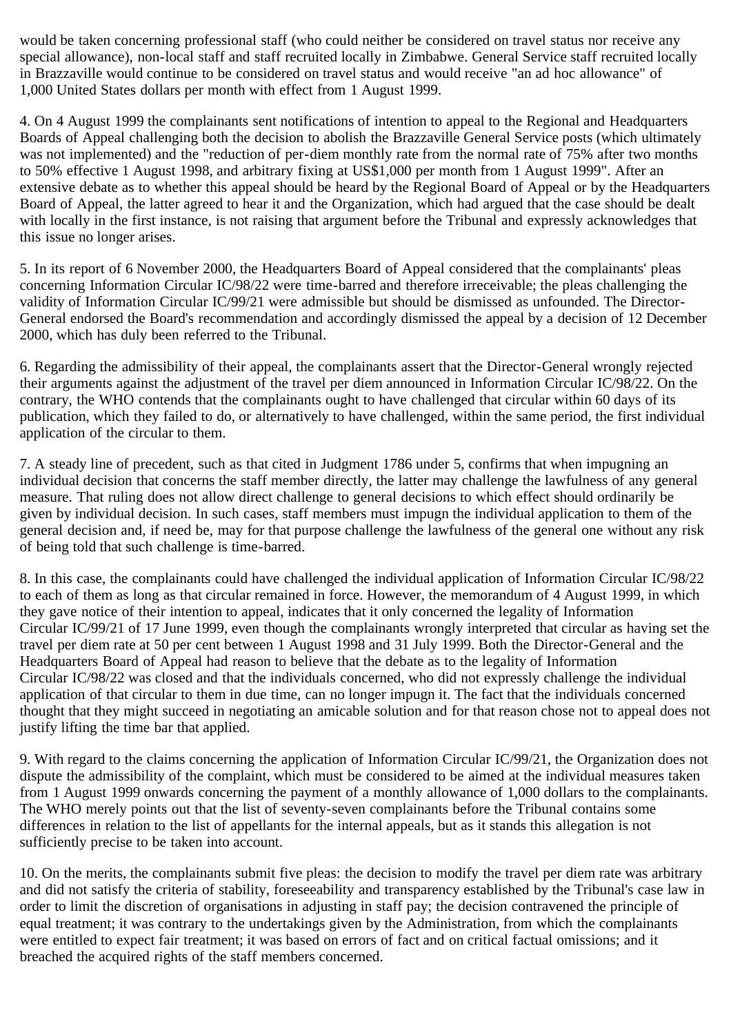would be taken concerning professional staff (who could neither be considered on travel status nor receive any special allowance), non-local staff and staff recruited locally in Zimbabwe. General Service staff recruited locally in Brazzaville would continue to be considered on travel status and would receive "an ad hoc allowance" of 1,000 United States dollars per month with effect from 1 August 1999.

4. On 4 August 1999 the complainants sent notifications of intention to appeal to the Regional and Headquarters Boards of Appeal challenging both the decision to abolish the Brazzaville General Service posts (which ultimately was not implemented) and the "reduction of per-diem monthly rate from the normal rate of 75% after two months to 50% effective 1 August 1998, and arbitrary fixing at US$1,000 per month from 1 August 1999". After an extensive debate as to whether this appeal should be heard by the Regional Board of Appeal or by the Headquarters Board of Appeal, the latter agreed to hear it and the Organization, which had argued that the case should be dealt with locally in the first instance, is not raising that argument before the Tribunal and expressly acknowledges that this issue no longer arises.

5. In its report of 6 November 2000, the Headquarters Board of Appeal considered that the complainants' pleas concerning Information Circular IC/98/22 were time-barred and therefore irreceivable; the pleas challenging the validity of Information Circular IC/99/21 were admissible but should be dismissed as unfounded. The Director-General endorsed the Board's recommendation and accordingly dismissed the appeal by a decision of 12 December 2000, which has duly been referred to the Tribunal.

6. Regarding the admissibility of their appeal, the complainants assert that the Director-General wrongly rejected their arguments against the adjustment of the travel per diem announced in Information Circular IC/98/22. On the contrary, the WHO contends that the complainants ought to have challenged that circular within 60 days of its publication, which they failed to do, or alternatively to have challenged, within the same period, the first individual application of the circular to them.

7. A steady line of precedent, such as that cited in Judgment 1786 under 5, confirms that when impugning an individual decision that concerns the staff member directly, the latter may challenge the lawfulness of any general measure. That ruling does not allow direct challenge to general decisions to which effect should ordinarily be given by individual decision. In such cases, staff members must impugn the individual application to them of the general decision and, if need be, may for that purpose challenge the lawfulness of the general one without any risk of being told that such challenge is time-barred.

8. In this case, the complainants could have challenged the individual application of Information Circular IC/98/22 to each of them as long as that circular remained in force. However, the memorandum of 4 August 1999, in which they gave notice of their intention to appeal, indicates that it only concerned the legality of Information Circular IC/99/21 of 17 June 1999, even though the complainants wrongly interpreted that circular as having set the travel per diem rate at 50 per cent between 1 August 1998 and 31 July 1999. Both the Director-General and the Headquarters Board of Appeal had reason to believe that the debate as to the legality of Information Circular IC/98/22 was closed and that the individuals concerned, who did not expressly challenge the individual application of that circular to them in due time, can no longer impugn it. The fact that the individuals concerned thought that they might succeed in negotiating an amicable solution and for that reason chose not to appeal does not justify lifting the time bar that applied.

9. With regard to the claims concerning the application of Information Circular IC/99/21, the Organization does not dispute the admissibility of the complaint, which must be considered to be aimed at the individual measures taken from 1 August 1999 onwards concerning the payment of a monthly allowance of 1,000 dollars to the complainants. The WHO merely points out that the list of seventy-seven complainants before the Tribunal contains some differences in relation to the list of appellants for the internal appeals, but as it stands this allegation is not sufficiently precise to be taken into account.

10. On the merits, the complainants submit five pleas: the decision to modify the travel per diem rate was arbitrary and did not satisfy the criteria of stability, foreseeability and transparency established by the Tribunal's case law in order to limit the discretion of organisations in adjusting in staff pay; the decision contravened the principle of equal treatment; it was contrary to the undertakings given by the Administration, from which the complainants were entitled to expect fair treatment; it was based on errors of fact and on critical factual omissions; and it breached the acquired rights of the staff members concerned.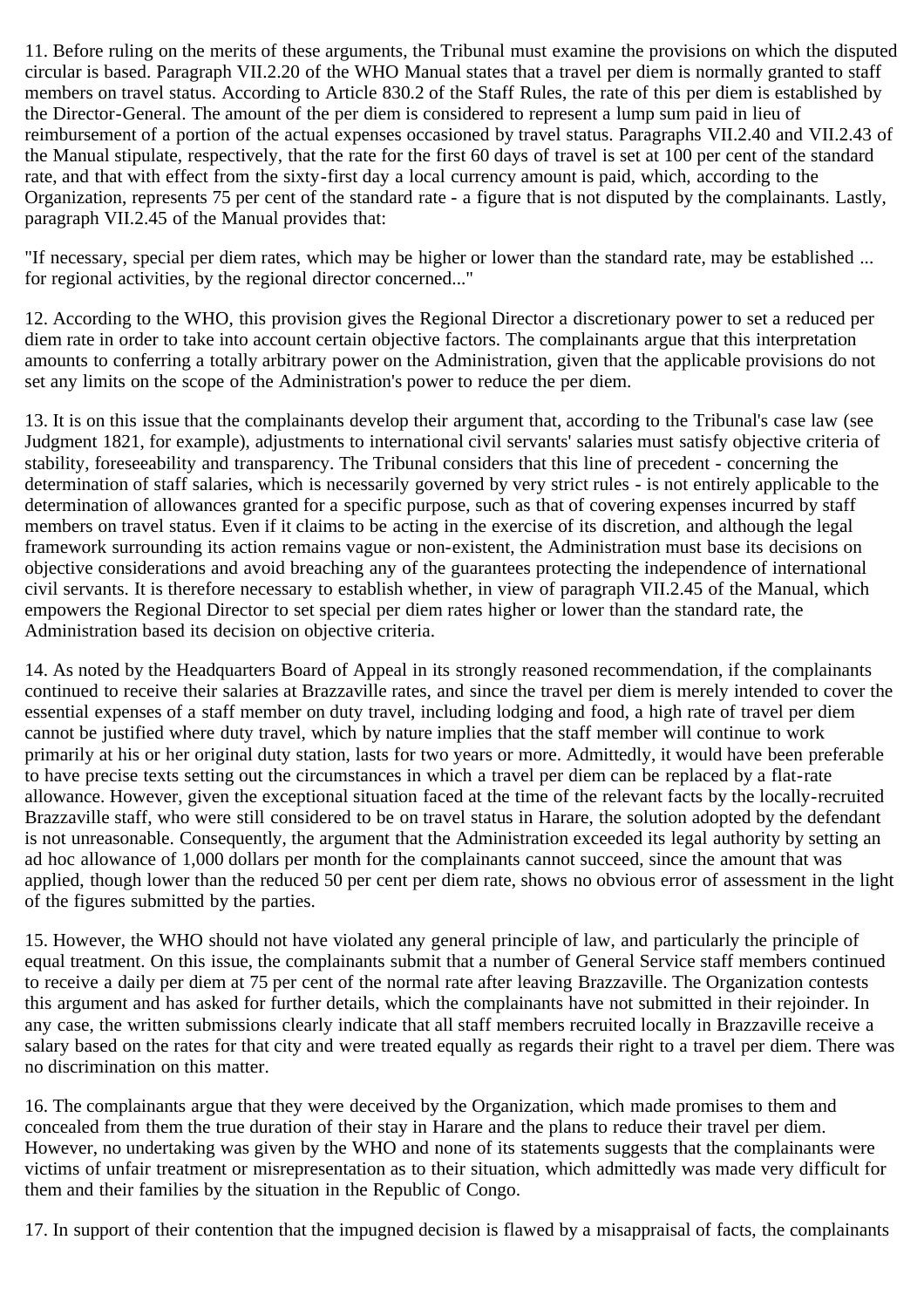11. Before ruling on the merits of these arguments, the Tribunal must examine the provisions on which the disputed circular is based. Paragraph VII.2.20 of the WHO Manual states that a travel per diem is normally granted to staff members on travel status. According to Article 830.2 of the Staff Rules, the rate of this per diem is established by the Director-General. The amount of the per diem is considered to represent a lump sum paid in lieu of reimbursement of a portion of the actual expenses occasioned by travel status. Paragraphs VII.2.40 and VII.2.43 of the Manual stipulate, respectively, that the rate for the first 60 days of travel is set at 100 per cent of the standard rate, and that with effect from the sixty-first day a local currency amount is paid, which, according to the Organization, represents 75 per cent of the standard rate - a figure that is not disputed by the complainants. Lastly, paragraph VII.2.45 of the Manual provides that:

"If necessary, special per diem rates, which may be higher or lower than the standard rate, may be established ... for regional activities, by the regional director concerned..."

12. According to the WHO, this provision gives the Regional Director a discretionary power to set a reduced per diem rate in order to take into account certain objective factors. The complainants argue that this interpretation amounts to conferring a totally arbitrary power on the Administration, given that the applicable provisions do not set any limits on the scope of the Administration's power to reduce the per diem.

13. It is on this issue that the complainants develop their argument that, according to the Tribunal's case law (see Judgment 1821, for example), adjustments to international civil servants' salaries must satisfy objective criteria of stability, foreseeability and transparency. The Tribunal considers that this line of precedent - concerning the determination of staff salaries, which is necessarily governed by very strict rules - is not entirely applicable to the determination of allowances granted for a specific purpose, such as that of covering expenses incurred by staff members on travel status. Even if it claims to be acting in the exercise of its discretion, and although the legal framework surrounding its action remains vague or non-existent, the Administration must base its decisions on objective considerations and avoid breaching any of the guarantees protecting the independence of international civil servants. It is therefore necessary to establish whether, in view of paragraph VII.2.45 of the Manual, which empowers the Regional Director to set special per diem rates higher or lower than the standard rate, the Administration based its decision on objective criteria.

14. As noted by the Headquarters Board of Appeal in its strongly reasoned recommendation, if the complainants continued to receive their salaries at Brazzaville rates, and since the travel per diem is merely intended to cover the essential expenses of a staff member on duty travel, including lodging and food, a high rate of travel per diem cannot be justified where duty travel, which by nature implies that the staff member will continue to work primarily at his or her original duty station, lasts for two years or more. Admittedly, it would have been preferable to have precise texts setting out the circumstances in which a travel per diem can be replaced by a flat-rate allowance. However, given the exceptional situation faced at the time of the relevant facts by the locally-recruited Brazzaville staff, who were still considered to be on travel status in Harare, the solution adopted by the defendant is not unreasonable. Consequently, the argument that the Administration exceeded its legal authority by setting an ad hoc allowance of 1,000 dollars per month for the complainants cannot succeed, since the amount that was applied, though lower than the reduced 50 per cent per diem rate, shows no obvious error of assessment in the light of the figures submitted by the parties.

15. However, the WHO should not have violated any general principle of law, and particularly the principle of equal treatment. On this issue, the complainants submit that a number of General Service staff members continued to receive a daily per diem at 75 per cent of the normal rate after leaving Brazzaville. The Organization contests this argument and has asked for further details, which the complainants have not submitted in their rejoinder. In any case, the written submissions clearly indicate that all staff members recruited locally in Brazzaville receive a salary based on the rates for that city and were treated equally as regards their right to a travel per diem. There was no discrimination on this matter.

16. The complainants argue that they were deceived by the Organization, which made promises to them and concealed from them the true duration of their stay in Harare and the plans to reduce their travel per diem. However, no undertaking was given by the WHO and none of its statements suggests that the complainants were victims of unfair treatment or misrepresentation as to their situation, which admittedly was made very difficult for them and their families by the situation in the Republic of Congo.

17. In support of their contention that the impugned decision is flawed by a misappraisal of facts, the complainants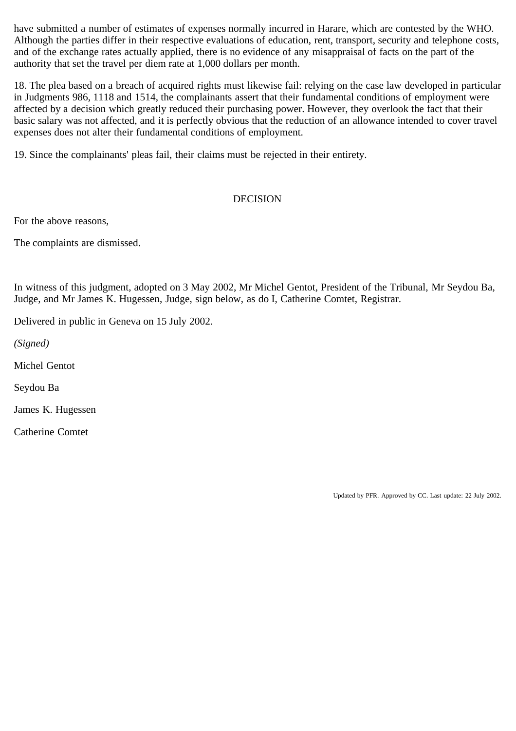have submitted a number of estimates of expenses normally incurred in Harare, which are contested by the WHO. Although the parties differ in their respective evaluations of education, rent, transport, security and telephone costs, and of the exchange rates actually applied, there is no evidence of any misappraisal of facts on the part of the authority that set the travel per diem rate at 1,000 dollars per month.

18. The plea based on a breach of acquired rights must likewise fail: relying on the case law developed in particular in Judgments 986, 1118 and 1514, the complainants assert that their fundamental conditions of employment were affected by a decision which greatly reduced their purchasing power. However, they overlook the fact that their basic salary was not affected, and it is perfectly obvious that the reduction of an allowance intended to cover travel expenses does not alter their fundamental conditions of employment.

19. Since the complainants' pleas fail, their claims must be rejected in their entirety.

## DECISION

For the above reasons,

The complaints are dismissed.

In witness of this judgment, adopted on 3 May 2002, Mr Michel Gentot, President of the Tribunal, Mr Seydou Ba, Judge, and Mr James K. Hugessen, Judge, sign below, as do I, Catherine Comtet, Registrar.

Delivered in public in Geneva on 15 July 2002.

*(Signed)*

Michel Gentot

Seydou Ba

James K. Hugessen

Catherine Comtet

Updated by PFR. Approved by CC. Last update: 22 July 2002.